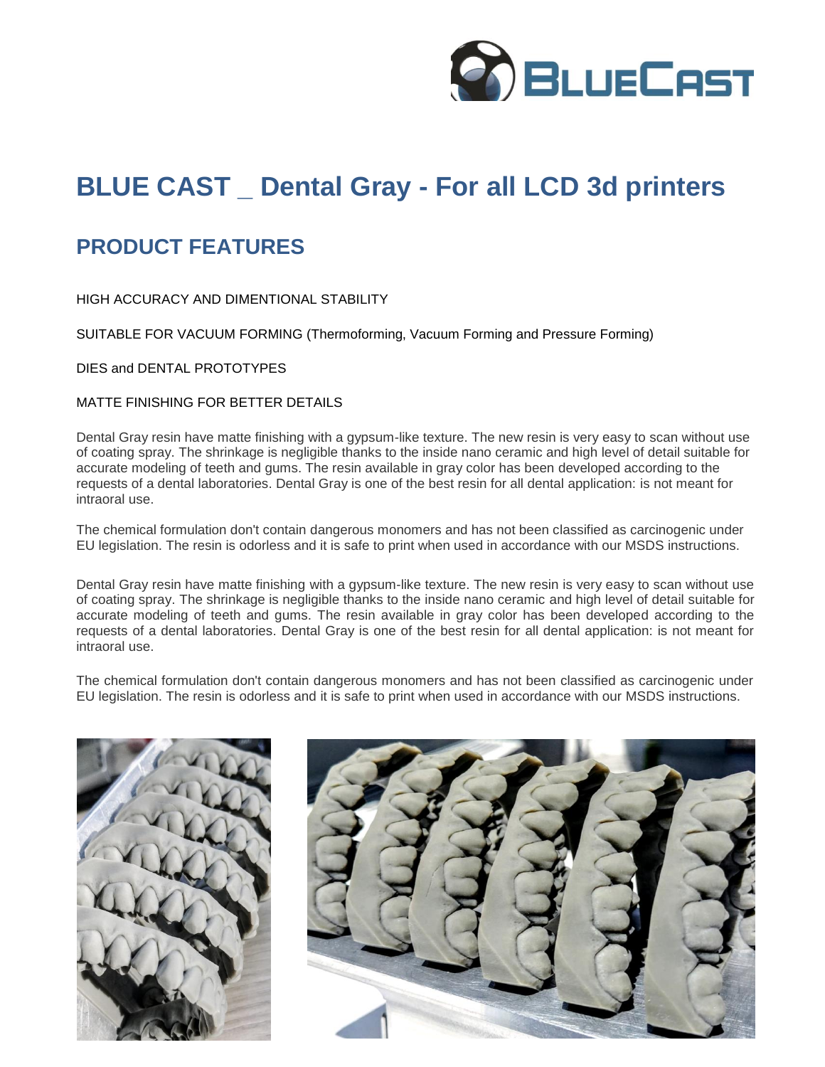# BLUE CAST _ Dental Gray - For all LCD 3d printers

## PRODUCT FEATURES

HIGH ACCURACY AND DIMENTIONAL STABILITY

SUITABLE FOR VACUUM FORMING (Thermoforming, Vacuum Forming and Pressure Forming)

DIES and DENTAL PROTOTYPES

MATTE FINISHING FOR BETTER DETAILS

Dental Gray resin have matte finishing with a gypsum-like texture. The new resin is very easy to scan without use of coating spray. The shrinkage is negligible thanks to the inside nano ceramic and high level of detail suitable for accurate modeling of teeth and gums. The resin available in gray color has been developed according to the requests of a dental laboratories. Dental Gray is one of the best resin for all dental application: is not meant for intraoral use.

The chemical formulation don't contain dangerous monomers and has not been classified as carcinogenic under EU legislation. The resin is odorless and it is safe to print when used in accordance with our MSDS instructions.

Dental Gray resin have matte finishing with a gypsum-like texture. The new resin is very easy to scan without use of coating spray. The shrinkage is negligible thanks to the inside nano ceramic and high level of detail suitable for accurate modeling of teeth and gums. The resin available in gray color has been developed according to the requests of a dental laboratories. Dental Gray is one of the best resin for all dental application: is not meant for intraoral use.

The chemical formulation don't contain dangerous monomers and has not been classified as carcinogenic under EU legislation. The resin is odorless and it is safe to print when used in accordance with our MSDS instructions.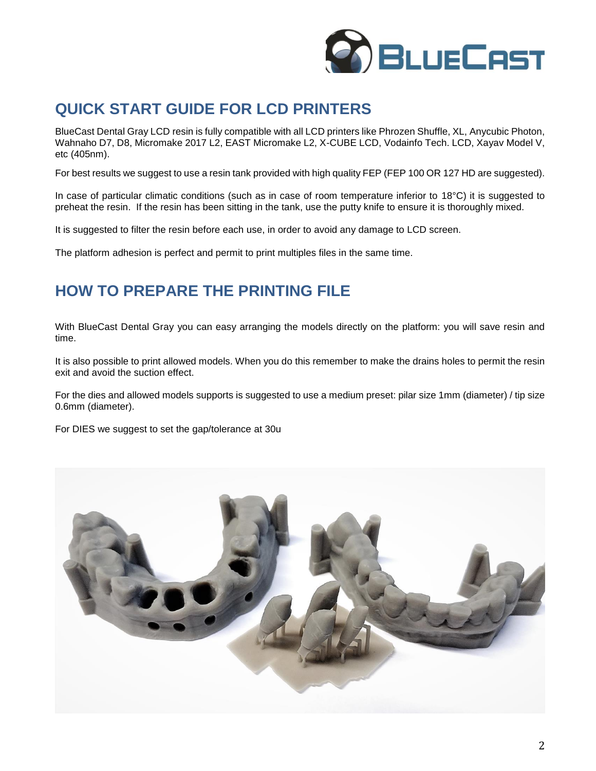## QUICK START GUIDE FOR LCD PRINTERS

BlueCast Dental Gray LCD resin is fully compatible with all LCD printers like Phrozen Shuffle, XL, Anycubic Photon, Wahnaho D7, D8, Micromake 2017 L2, EAST Micromake L2, X-CUBE LCD, Vodainfo Tech. LCD, Xayav Model V, etc (405nm).

For best results we suggest to use a resin tank provided with high quality FEP (FEP 100 OR 127 HD are suggested).

In case of particular climatic conditions (such as in case of room temperature inferior to 18°C) it is suggested to preheat the resin. If the resin has been sitting in the tank, use the putty knife to ensure it is thoroughly mixed.

It is suggested to filter the resin before each use, in order to avoid any damage to LCD screen.

The platform adhesion is perfect and permit to print multiples files in the same time.

## HOW TO PREPARE THE PRINTING FILE

With BlueCast Dental Gray you can easy arranging the models directly on the platform: you will save resin and time.

It is also possible to print allowed models. When you do this remember to make the drains holes to permit the resin exit and avoid the suction effect.

For the dies and allowed models supports is suggested to use a medium preset: pilar size 1mm (diameter) / tip size 0.6mm (diameter).

For DIES we suggest to set the gap/tolerance at 30u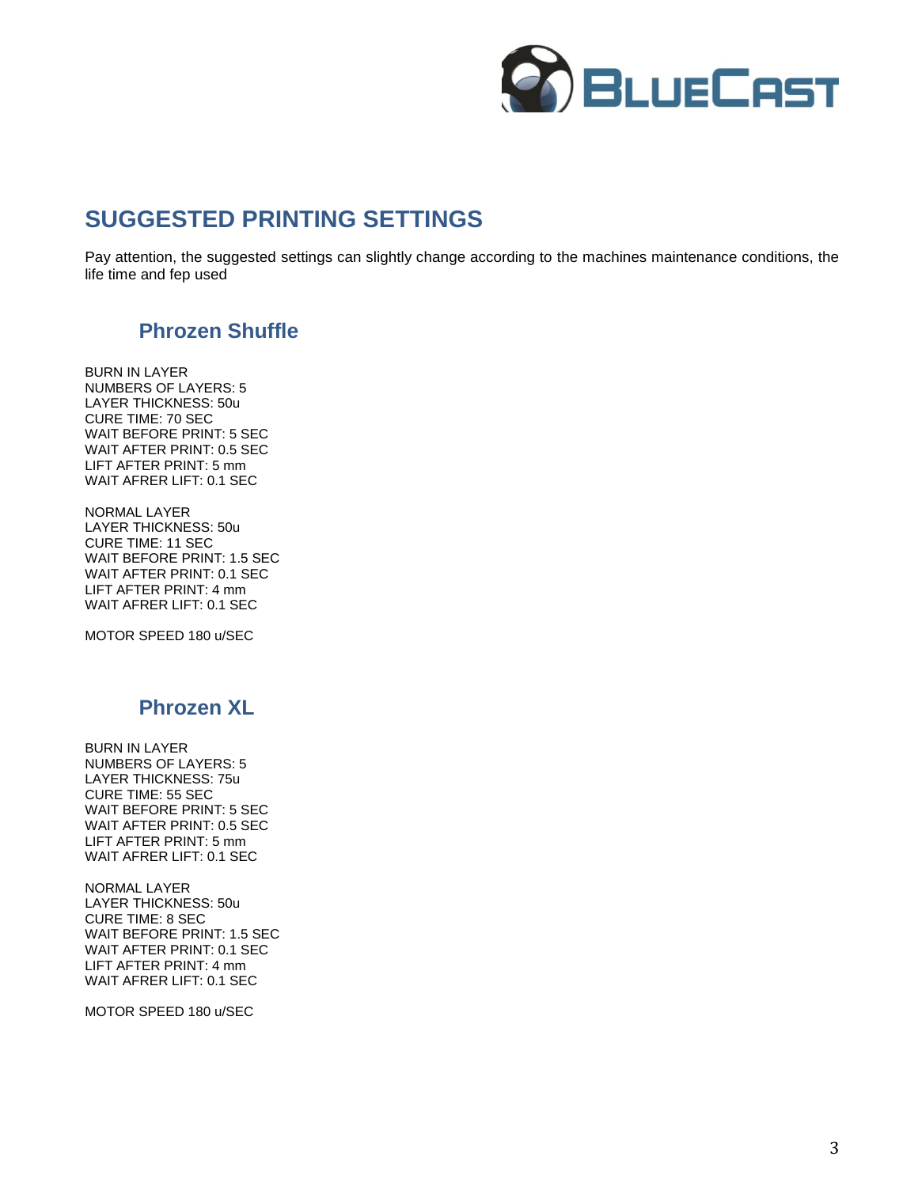## SUGGESTED PRINTING SETTINGS

Pay attention, the suggested settings can slightly change according to the machines maintenance conditions, the life time and fep used

### Phrozen Shuffle

BURN IN LAYER
NUMBERS OF LAYERS: 5
LAYER THICKNESS: 50u
CURE TIME: 70 SEC
WAIT BEFORE PRINT: 5 SEC
WAIT AFTER PRINT: 0.5 SEC
LIFT AFTER PRINT: 5 mm
WAIT AFRER LIFT: 0.1 SEC

NORMAL LAYER
LAYER THICKNESS: 50u
CURE TIME: 11 SEC
WAIT BEFORE PRINT: 1.5 SEC
WAIT AFTER PRINT: 0.1 SEC
LIFT AFTER PRINT: 4 mm
WAIT AFRER LIFT: 0.1 SEC

MOTOR SPEED 180 u/SEC

### Phrozen XL

BURN IN LAYER
NUMBERS OF LAYERS: 5
LAYER THICKNESS: 75u
CURE TIME: 55 SEC
WAIT BEFORE PRINT: 5 SEC
WAIT AFTER PRINT: 0.5 SEC
LIFT AFTER PRINT: 5 mm
WAIT AFRER LIFT: 0.1 SEC

NORMAL LAYER
LAYER THICKNESS: 50u
CURE TIME: 8 SEC
WAIT BEFORE PRINT: 1.5 SEC
WAIT AFTER PRINT: 0.1 SEC
LIFT AFTER PRINT: 4 mm
WAIT AFRER LIFT: 0.1 SEC

MOTOR SPEED 180 u/SEC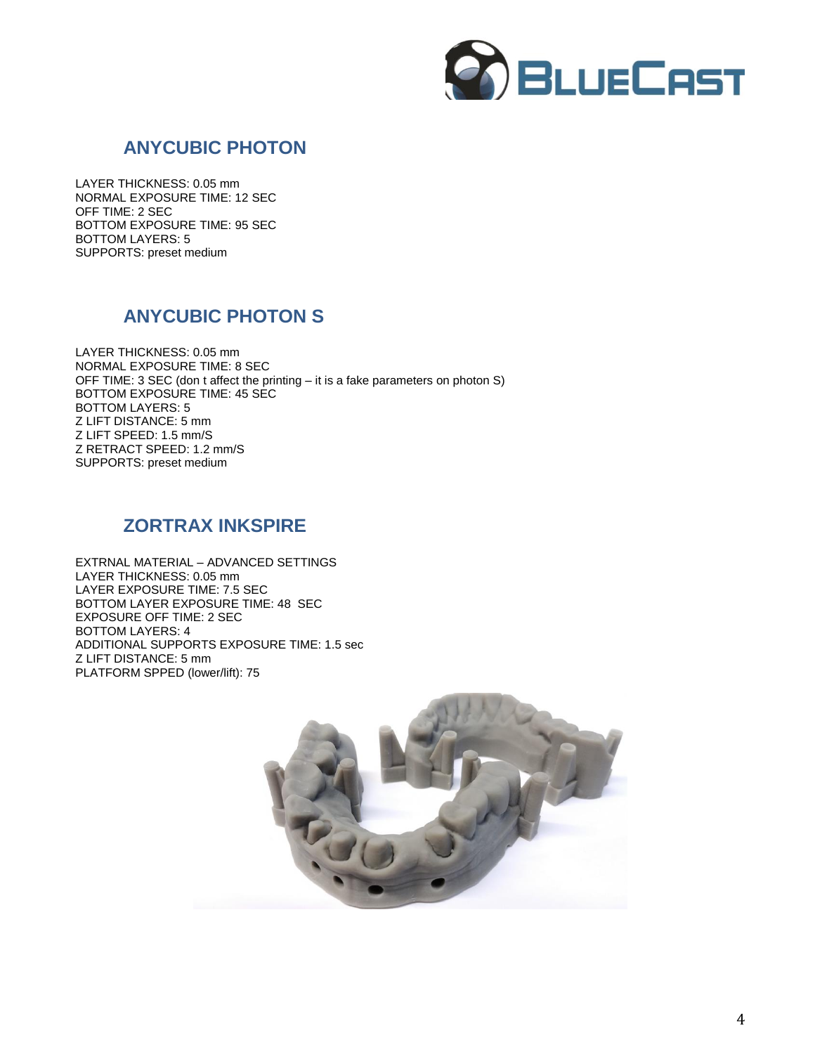## ANYCUBIC PHOTON

LAYER THICKNESS: 0.05 mm
NORMAL EXPOSURE TIME: 12 SEC
OFF TIME: 2 SEC
BOTTOM EXPOSURE TIME: 95 SEC
BOTTOM LAYERS: 5
SUPPORTS: preset medium

## ANYCUBIC PHOTON S

LAYER THICKNESS: 0.05 mm
NORMAL EXPOSURE TIME: 8 SEC
OFF TIME: 3 SEC (don t affect the printing – it is a fake parameters on photon S)
BOTTOM EXPOSURE TIME: 45 SEC
BOTTOM LAYERS: 5
Z LIFT DISTANCE: 5 mm
Z LIFT SPEED: 1.5 mm/S
Z RETRACT SPEED: 1.2 mm/S
SUPPORTS: preset medium

## ZORTRAX INKSPIRE

EXTRNAL MATERIAL – ADVANCED SETTINGS
LAYER THICKNESS: 0.05 mm
LAYER EXPOSURE TIME: 7.5 SEC
BOTTOM LAYER EXPOSURE TIME: 48 SEC
EXPOSURE OFF TIME: 2 SEC
BOTTOM LAYERS: 4
ADDITIONAL SUPPORTS EXPOSURE TIME: 1.5 sec
Z LIFT DISTANCE: 5 mm
PLATFORM SPPED (lower/lift): 75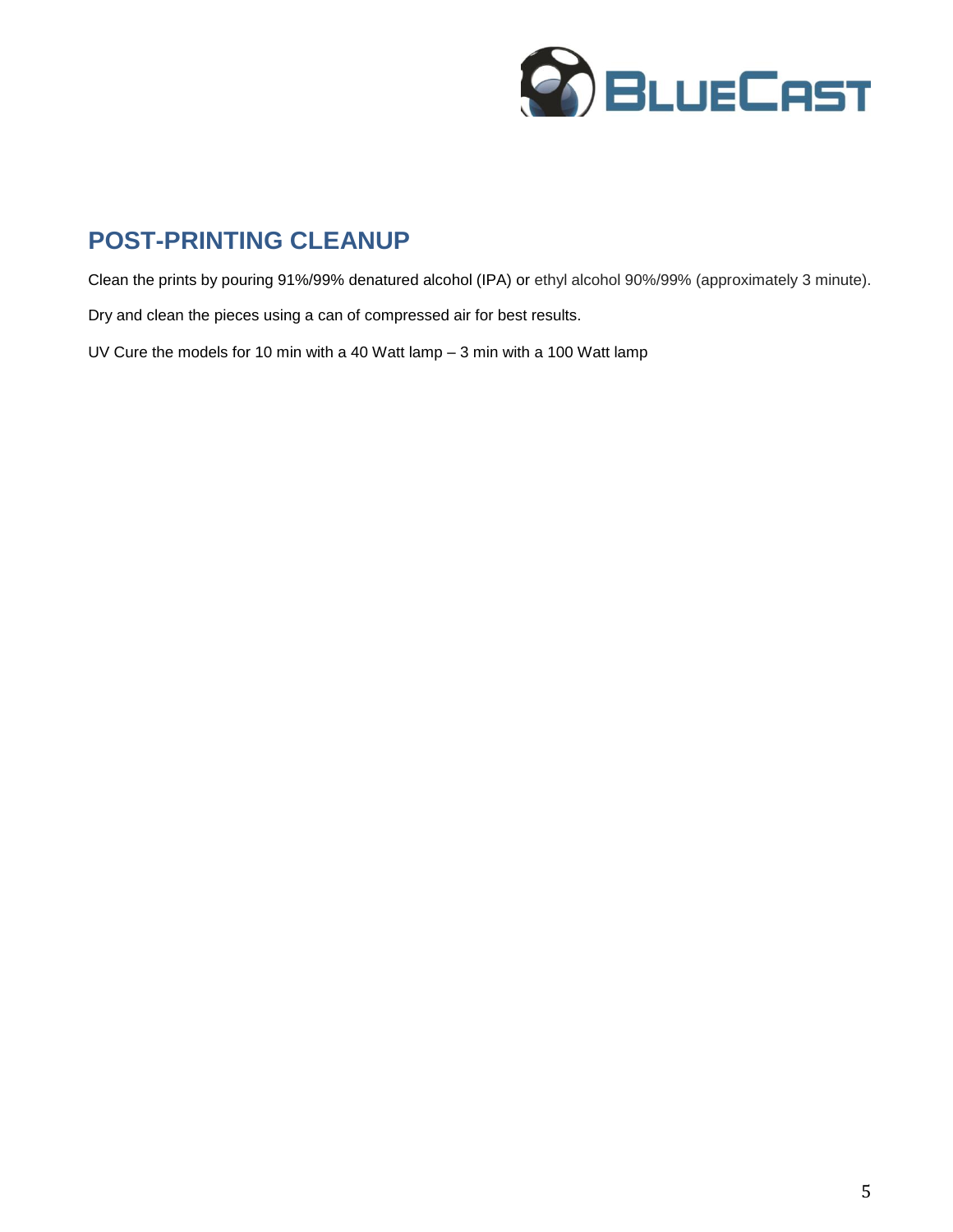## POST-PRINTING CLEANUP

Clean the prints by pouring 91%/99% denatured alcohol (IPA) or ethyl alcohol 90%/99% (approximately 3 minute).

Dry and clean the pieces using a can of compressed air for best results.

UV Cure the models for 10 min with a 40 Watt lamp – 3 min with a 100 Watt lamp